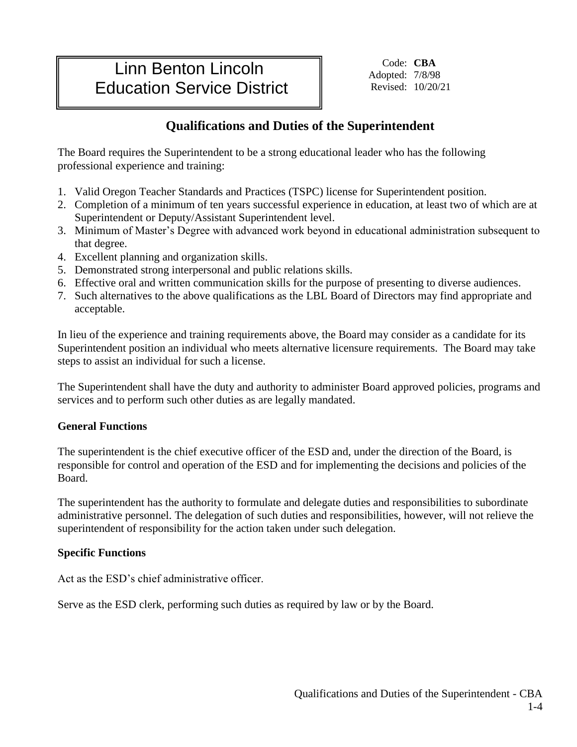# Linn Benton Lincoln Education Service District

Code: **CBA**
Adopted: 7/8/98
Revised: 10/20/21

## Qualifications and Duties of the Superintendent

The Board requires the Superintendent to be a strong educational leader who has the following professional experience and training:

1. Valid Oregon Teacher Standards and Practices (TSPC) license for Superintendent position.
2. Completion of a minimum of ten years successful experience in education, at least two of which are at Superintendent or Deputy/Assistant Superintendent level.
3. Minimum of Master's Degree with advanced work beyond in educational administration subsequent to that degree.
4. Excellent planning and organization skills.
5. Demonstrated strong interpersonal and public relations skills.
6. Effective oral and written communication skills for the purpose of presenting to diverse audiences.
7. Such alternatives to the above qualifications as the LBL Board of Directors may find appropriate and acceptable.

In lieu of the experience and training requirements above, the Board may consider as a candidate for its Superintendent position an individual who meets alternative licensure requirements. The Board may take steps to assist an individual for such a license.

The Superintendent shall have the duty and authority to administer Board approved policies, programs and services and to perform such other duties as are legally mandated.

**General Functions**

The superintendent is the chief executive officer of the ESD and, under the direction of the Board, is responsible for control and operation of the ESD and for implementing the decisions and policies of the Board.

The superintendent has the authority to formulate and delegate duties and responsibilities to subordinate administrative personnel. The delegation of such duties and responsibilities, however, will not relieve the superintendent of responsibility for the action taken under such delegation.

**Specific Functions**

Act as the ESD's chief administrative officer.

Serve as the ESD clerk, performing such duties as required by law or by the Board.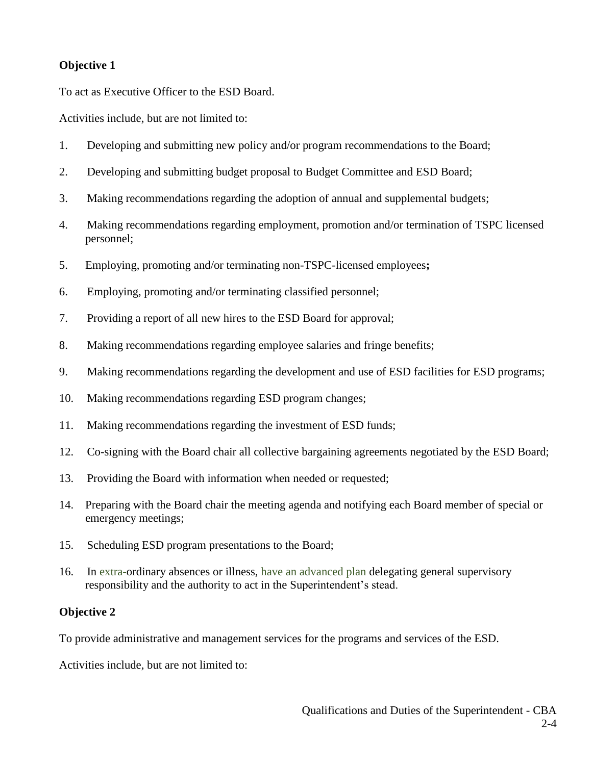**Objective 1**

To act as Executive Officer to the ESD Board.

Activities include, but are not limited to:

1. Developing and submitting new policy and/or program recommendations to the Board;
2. Developing and submitting budget proposal to Budget Committee and ESD Board;
3. Making recommendations regarding the adoption of annual and supplemental budgets;
4. Making recommendations regarding employment, promotion and/or termination of TSPC licensed personnel;
5. Employing, promoting and/or terminating non-TSPC-licensed employees**;**
6. Employing, promoting and/or terminating classified personnel;
7. Providing a report of all new hires to the ESD Board for approval;
8. Making recommendations regarding employee salaries and fringe benefits;
9. Making recommendations regarding the development and use of ESD facilities for ESD programs;
10. Making recommendations regarding ESD program changes;
11. Making recommendations regarding the investment of ESD funds;
12. Co-signing with the Board chair all collective bargaining agreements negotiated by the ESD Board;
13. Providing the Board with information when needed or requested;
14. Preparing with the Board chair the meeting agenda and notifying each Board member of special or emergency meetings;
15. Scheduling ESD program presentations to the Board;
16. In extra-ordinary absences or illness, have an advanced plan delegating general supervisory responsibility and the authority to act in the Superintendent's stead.

**Objective 2**

To provide administrative and management services for the programs and services of the ESD.

Activities include, but are not limited to: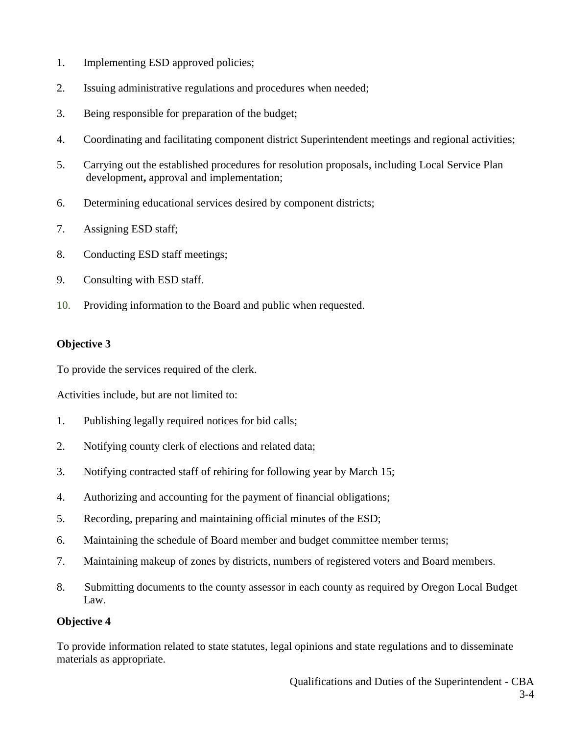1. Implementing ESD approved policies;
2. Issuing administrative regulations and procedures when needed;
3. Being responsible for preparation of the budget;
4. Coordinating and facilitating component district Superintendent meetings and regional activities;
5. Carrying out the established procedures for resolution proposals, including Local Service Plan development**,** approval and implementation;
6. Determining educational services desired by component districts;
7. Assigning ESD staff;
8. Conducting ESD staff meetings;
9. Consulting with ESD staff.
10. Providing information to the Board and public when requested.

**Objective 3**

To provide the services required of the clerk.

Activities include, but are not limited to:

1. Publishing legally required notices for bid calls;
2. Notifying county clerk of elections and related data;
3. Notifying contracted staff of rehiring for following year by March 15;
4. Authorizing and accounting for the payment of financial obligations;
5. Recording, preparing and maintaining official minutes of the ESD;
6. Maintaining the schedule of Board member and budget committee member terms;
7. Maintaining makeup of zones by districts, numbers of registered voters and Board members.
8. Submitting documents to the county assessor in each county as required by Oregon Local Budget Law.

**Objective 4**

To provide information related to state statutes, legal opinions and state regulations and to disseminate materials as appropriate.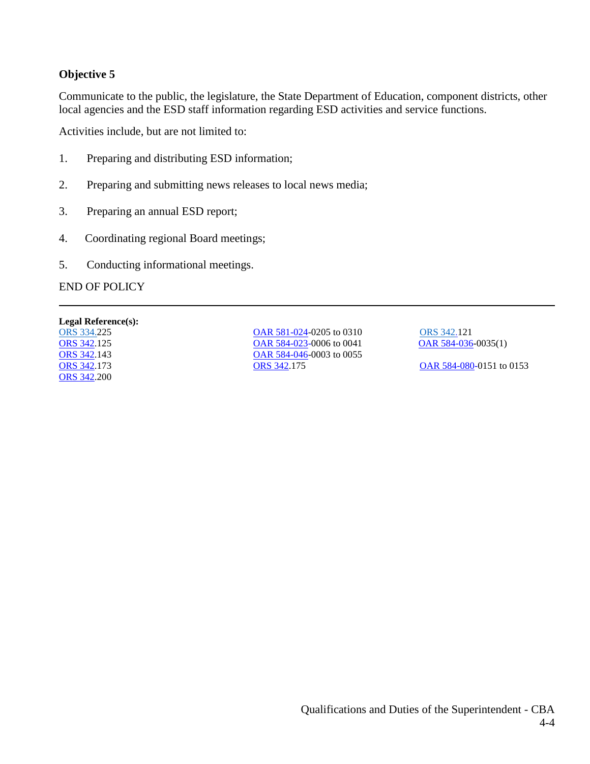**Objective 5**

Communicate to the public, the legislature, the State Department of Education, component districts, other local agencies and the ESD staff information regarding ESD activities and service functions.

Activities include, but are not limited to:

1. Preparing and distributing ESD information;

2. Preparing and submitting news releases to local news media;

3. Preparing an annual ESD report;

4. Coordinating regional Board meetings;

5. Conducting informational meetings.

END OF POLICY

---

**Legal Reference(s):**

ORS 334.225
ORS 342.125
ORS 342.143
ORS 342.173
ORS 342.200

OAR 581-024-0205 to 0310
OAR 584-023-0006 to 0041
OAR 584-046-0003 to 0055
ORS 342.175

ORS 342.121
OAR 584-036-0035(1)
OAR 584-080-0151 to 0153